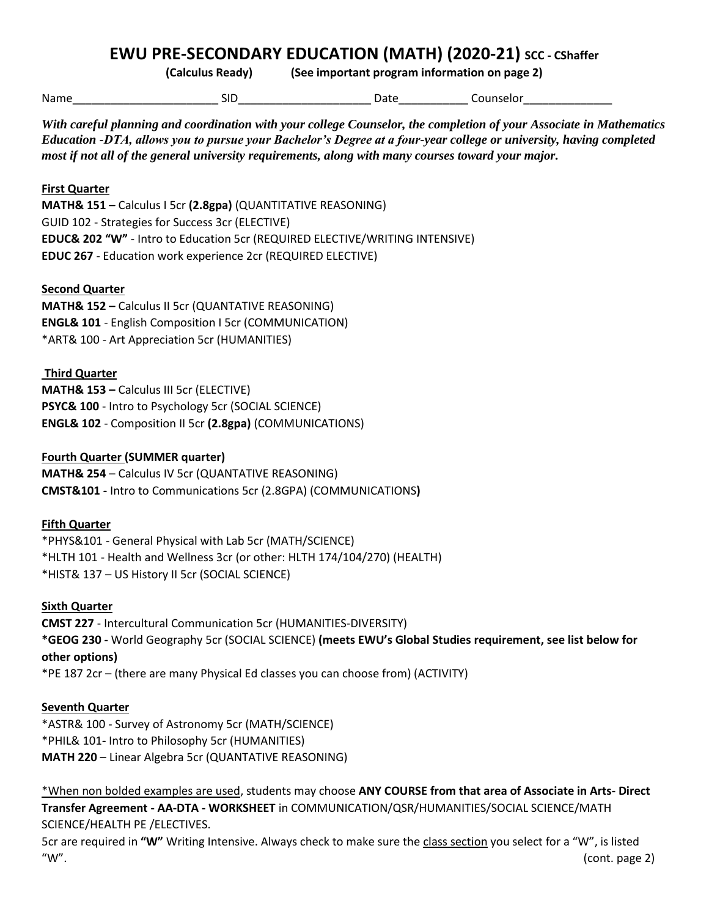# EWU PRE-SECONDARY EDUCATION (MATH) (2020-21) SCC - CShaffer

**(Calculus Ready)** **(See important program information on page 2)**

Name_______________________ SID_____________________ Date___________ Counselor______________

***With careful planning and coordination with your college Counselor, the completion of your Associate in Mathematics Education -DTA, allows you to pursue your Bachelor's Degree at a four-year college or university, having completed most if not all of the general university requirements, along with many courses toward your major.***

**First Quarter**

**MATH& 151 –** Calculus I 5cr **(2.8gpa)** (QUANTITATIVE REASONING)
GUID 102 - Strategies for Success 3cr (ELECTIVE)
**EDUC& 202 "W"** - Intro to Education 5cr (REQUIRED ELECTIVE/WRITING INTENSIVE)
**EDUC 267** - Education work experience 2cr (REQUIRED ELECTIVE)

**Second Quarter**

**MATH& 152 –** Calculus II 5cr (QUANTATIVE REASONING)
**ENGL& 101** - English Composition I 5cr (COMMUNICATION)
*ART& 100 - Art Appreciation 5cr (HUMANITIES)

**Third Quarter**

**MATH& 153 –** Calculus III 5cr (ELECTIVE)
**PSYC& 100** - Intro to Psychology 5cr (SOCIAL SCIENCE)
**ENGL& 102** - Composition II 5cr **(2.8gpa)** (COMMUNICATIONS)

**Fourth Quarter (SUMMER quarter)**

**MATH& 254** – Calculus IV 5cr (QUANTATIVE REASONING)
**CMST&101 -** Intro to Communications 5cr (2.8GPA) (COMMUNICATIONS**)**

**Fifth Quarter**

*PHYS&101 - General Physical with Lab 5cr (MATH/SCIENCE)
*HLTH 101 - Health and Wellness 3cr (or other: HLTH 174/104/270) (HEALTH)
*HIST& 137 – US History II 5cr (SOCIAL SCIENCE)

**Sixth Quarter**

**CMST 227** - Intercultural Communication 5cr (HUMANITIES-DIVERSITY)
**\*GEOG 230 -** World Geography 5cr (SOCIAL SCIENCE) **(meets EWU's Global Studies requirement, see list below for other options)**
*PE 187 2cr – (there are many Physical Ed classes you can choose from) (ACTIVITY)

**Seventh Quarter**

*ASTR& 100 - Survey of Astronomy 5cr (MATH/SCIENCE)
*PHIL& 101**-** Intro to Philosophy 5cr (HUMANITIES)
**MATH 220** – Linear Algebra 5cr (QUANTATIVE REASONING)

*When non bolded examples are used, students may choose **ANY COURSE from that area of Associate in Arts- Direct Transfer Agreement - AA-DTA - WORKSHEET** in COMMUNICATION/QSR/HUMANITIES/SOCIAL SCIENCE/MATH SCIENCE/HEALTH PE /ELECTIVES.

5cr are required in **"W"** Writing Intensive. Always check to make sure the class section you select for a "W", is listed "W". (cont. page 2)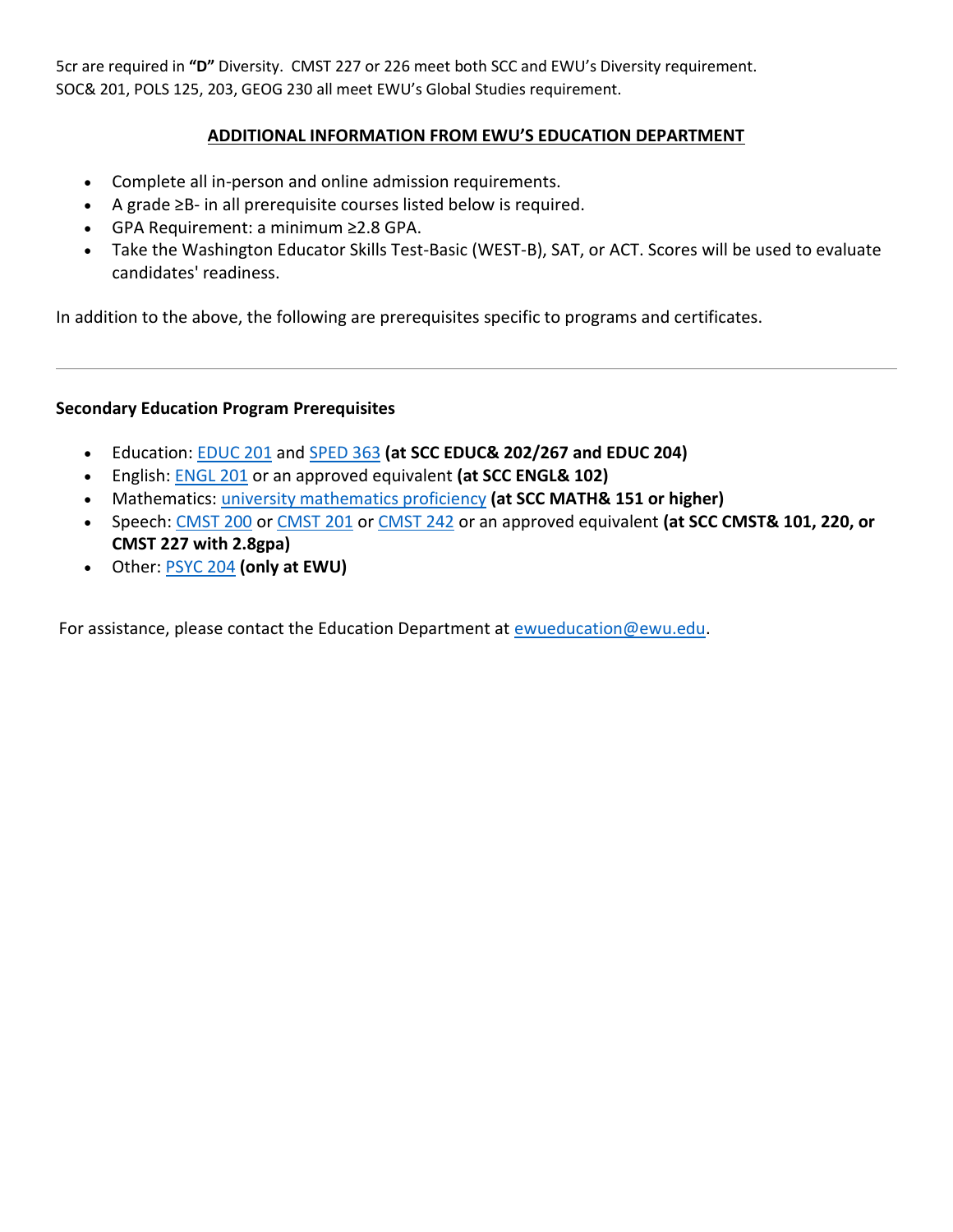5cr are required in **"D"** Diversity. CMST 227 or 226 meet both SCC and EWU's Diversity requirement. SOC& 201, POLS 125, 203, GEOG 230 all meet EWU's Global Studies requirement.

## ADDITIONAL INFORMATION FROM EWU'S EDUCATION DEPARTMENT

- Complete all in-person and online admission requirements.
- A grade ≥B- in all prerequisite courses listed below is required.
- GPA Requirement: a minimum ≥2.8 GPA.
- Take the Washington Educator Skills Test-Basic (WEST-B), SAT, or ACT. Scores will be used to evaluate candidates' readiness.

In addition to the above, the following are prerequisites specific to programs and certificates.

---

**Secondary Education Program Prerequisites**

- Education: EDUC 201 and SPED 363 **(at SCC EDUC& 202/267 and EDUC 204)**
- English: ENGL 201 or an approved equivalent **(at SCC ENGL& 102)**
- Mathematics: university mathematics proficiency **(at SCC MATH& 151 or higher)**
- Speech: CMST 200 or CMST 201 or CMST 242 or an approved equivalent **(at SCC CMST& 101, 220, or CMST 227 with 2.8gpa)**
- Other: PSYC 204 **(only at EWU)**

For assistance, please contact the Education Department at ewueducation@ewu.edu.